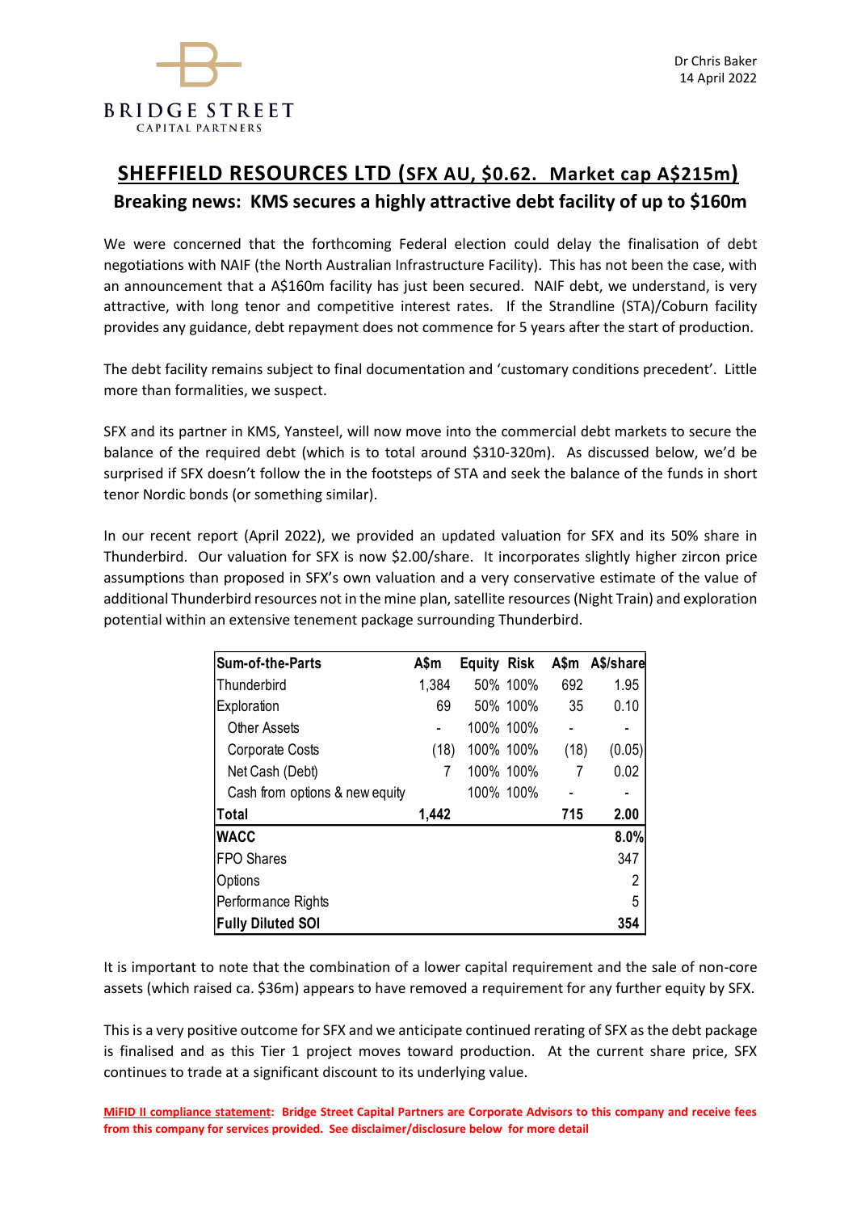Dr Chris Baker
14 April 2022

# SHEFFIELD RESOURCES LTD (SFX AU, $0.62. Market cap A$215m)

## Breaking news: KMS secures a highly attractive debt facility of up to $160m

We were concerned that the forthcoming Federal election could delay the finalisation of debt negotiations with NAIF (the North Australian Infrastructure Facility). This has not been the case, with an announcement that a A$160m facility has just been secured. NAIF debt, we understand, is very attractive, with long tenor and competitive interest rates. If the Strandline (STA)/Coburn facility provides any guidance, debt repayment does not commence for 5 years after the start of production.

The debt facility remains subject to final documentation and 'customary conditions precedent'. Little more than formalities, we suspect.

SFX and its partner in KMS, Yansteel, will now move into the commercial debt markets to secure the balance of the required debt (which is to total around $310-320m). As discussed below, we'd be surprised if SFX doesn't follow the in the footsteps of STA and seek the balance of the funds in short tenor Nordic bonds (or something similar).

In our recent report (April 2022), we provided an updated valuation for SFX and its 50% share in Thunderbird. Our valuation for SFX is now $2.00/share. It incorporates slightly higher zircon price assumptions than proposed in SFX's own valuation and a very conservative estimate of the value of additional Thunderbird resources not in the mine plan, satellite resources (Night Train) and exploration potential within an extensive tenement package surrounding Thunderbird.

| Sum-of-the-Parts | A$m | Equity | Risk | A$m | A$/share |
|---|---|---|---|---|---|
| Thunderbird | 1,384 | 50% | 100% | 692 | 1.95 |
| Exploration | 69 | 50% | 100% | 35 | 0.10 |
| Other Assets | - | 100% | 100% | - | - |
| Corporate Costs | (18) | 100% | 100% | (18) | (0.05) |
| Net Cash (Debt) | 7 | 100% | 100% | 7 | 0.02 |
| Cash from options & new equity | | 100% | 100% | - | - |
| **Total** | **1,442** | | | **715** | **2.00** |
| **WACC** | | | | | **8.0%** |
| FPO Shares | | | | | 347 |
| Options | | | | | 2 |
| Performance Rights | | | | | 5 |
| **Fully Diluted SOI** | | | | | **354** |

It is important to note that the combination of a lower capital requirement and the sale of non-core assets (which raised ca. $36m) appears to have removed a requirement for any further equity by SFX.

This is a very positive outcome for SFX and we anticipate continued rerating of SFX as the debt package is finalised and as this Tier 1 project moves toward production. At the current share price, SFX continues to trade at a significant discount to its underlying value.

**MiFID II compliance statement: Bridge Street Capital Partners are Corporate Advisors to this company and receive fees from this company for services provided. See disclaimer/disclosure below for more detail**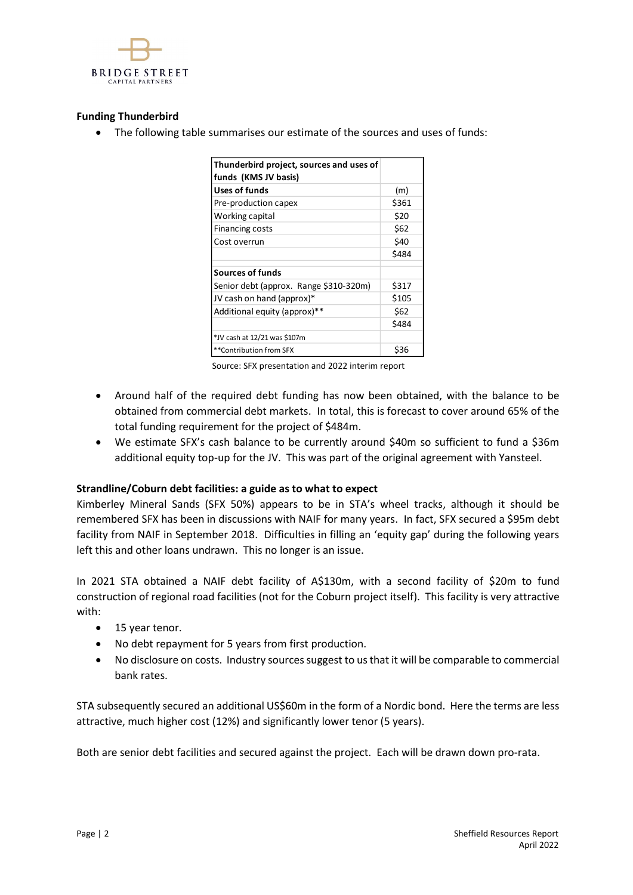**Funding Thunderbird**

- The following table summarises our estimate of the sources and uses of funds:

| Thunderbird project, sources and uses of funds (KMS JV basis) | |
|---|---|
| **Uses of funds** | (m) |
| Pre-production capex | \$361 |
| Working capital | \$20 |
| Financing costs | \$62 |
| Cost overrun | \$40 |
| | \$484 |
| **Sources of funds** | |
| Senior debt (approx. Range \$310-320m) | \$317 |
| JV cash on hand (approx)* | \$105 |
| Additional equity (approx)** | \$62 |
| | \$484 |
| *JV cash at 12/21 was \$107m | |
| **Contribution from SFX | \$36 |

Source: SFX presentation and 2022 interim report

- Around half of the required debt funding has now been obtained, with the balance to be obtained from commercial debt markets. In total, this is forecast to cover around 65% of the total funding requirement for the project of \$484m.
- We estimate SFX's cash balance to be currently around \$40m so sufficient to fund a \$36m additional equity top-up for the JV. This was part of the original agreement with Yansteel.

**Strandline/Coburn debt facilities: a guide as to what to expect**

Kimberley Mineral Sands (SFX 50%) appears to be in STA's wheel tracks, although it should be remembered SFX has been in discussions with NAIF for many years. In fact, SFX secured a \$95m debt facility from NAIF in September 2018. Difficulties in filling an 'equity gap' during the following years left this and other loans undrawn. This no longer is an issue.

In 2021 STA obtained a NAIF debt facility of A\$130m, with a second facility of \$20m to fund construction of regional road facilities (not for the Coburn project itself). This facility is very attractive with:

- 15 year tenor.
- No debt repayment for 5 years from first production.
- No disclosure on costs. Industry sources suggest to us that it will be comparable to commercial bank rates.

STA subsequently secured an additional US\$60m in the form of a Nordic bond. Here the terms are less attractive, much higher cost (12%) and significantly lower tenor (5 years).

Both are senior debt facilities and secured against the project. Each will be drawn down pro-rata.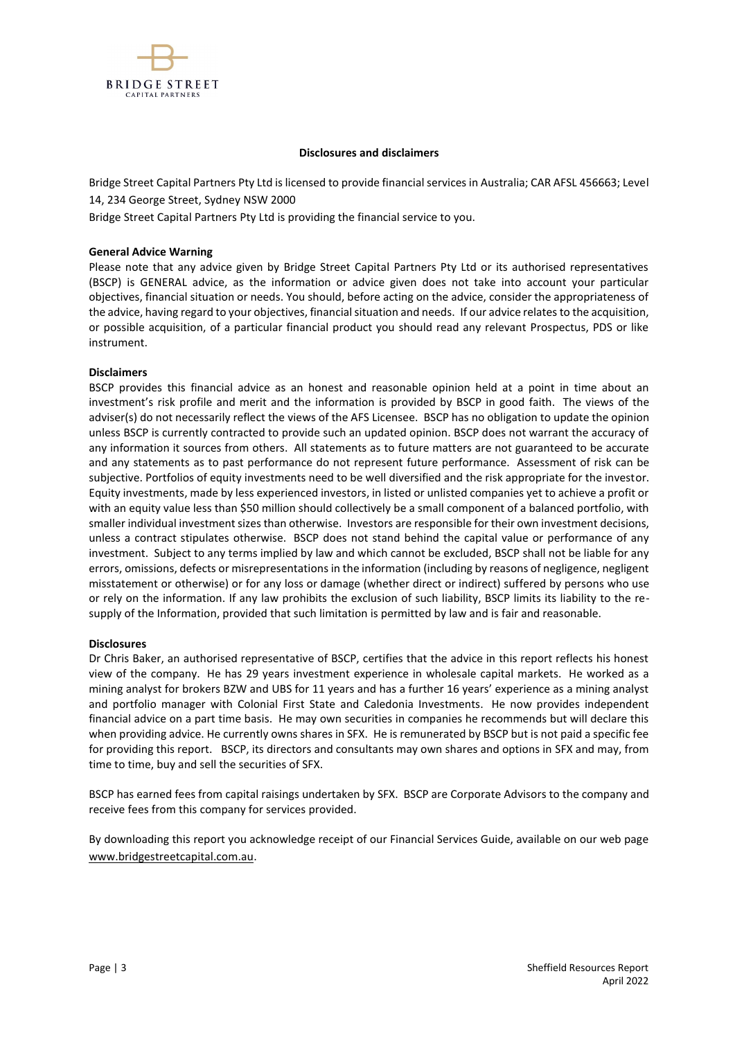## Disclosures and disclaimers

Bridge Street Capital Partners Pty Ltd is licensed to provide financial services in Australia; CAR AFSL 456663; Level 14, 234 George Street, Sydney NSW 2000

Bridge Street Capital Partners Pty Ltd is providing the financial service to you.

**General Advice Warning**

Please note that any advice given by Bridge Street Capital Partners Pty Ltd or its authorised representatives (BSCP) is GENERAL advice, as the information or advice given does not take into account your particular objectives, financial situation or needs. You should, before acting on the advice, consider the appropriateness of the advice, having regard to your objectives, financial situation and needs. If our advice relates to the acquisition, or possible acquisition, of a particular financial product you should read any relevant Prospectus, PDS or like instrument.

**Disclaimers**

BSCP provides this financial advice as an honest and reasonable opinion held at a point in time about an investment's risk profile and merit and the information is provided by BSCP in good faith. The views of the adviser(s) do not necessarily reflect the views of the AFS Licensee. BSCP has no obligation to update the opinion unless BSCP is currently contracted to provide such an updated opinion. BSCP does not warrant the accuracy of any information it sources from others. All statements as to future matters are not guaranteed to be accurate and any statements as to past performance do not represent future performance. Assessment of risk can be subjective. Portfolios of equity investments need to be well diversified and the risk appropriate for the investor. Equity investments, made by less experienced investors, in listed or unlisted companies yet to achieve a profit or with an equity value less than $50 million should collectively be a small component of a balanced portfolio, with smaller individual investment sizes than otherwise. Investors are responsible for their own investment decisions, unless a contract stipulates otherwise. BSCP does not stand behind the capital value or performance of any investment. Subject to any terms implied by law and which cannot be excluded, BSCP shall not be liable for any errors, omissions, defects or misrepresentations in the information (including by reasons of negligence, negligent misstatement or otherwise) or for any loss or damage (whether direct or indirect) suffered by persons who use or rely on the information. If any law prohibits the exclusion of such liability, BSCP limits its liability to the re-supply of the Information, provided that such limitation is permitted by law and is fair and reasonable.

**Disclosures**

Dr Chris Baker, an authorised representative of BSCP, certifies that the advice in this report reflects his honest view of the company. He has 29 years investment experience in wholesale capital markets. He worked as a mining analyst for brokers BZW and UBS for 11 years and has a further 16 years' experience as a mining analyst and portfolio manager with Colonial First State and Caledonia Investments. He now provides independent financial advice on a part time basis. He may own securities in companies he recommends but will declare this when providing advice. He currently owns shares in SFX. He is remunerated by BSCP but is not paid a specific fee for providing this report. BSCP, its directors and consultants may own shares and options in SFX and may, from time to time, buy and sell the securities of SFX.

BSCP has earned fees from capital raisings undertaken by SFX. BSCP are Corporate Advisors to the company and receive fees from this company for services provided.

By downloading this report you acknowledge receipt of our Financial Services Guide, available on our web page www.bridgestreetcapital.com.au.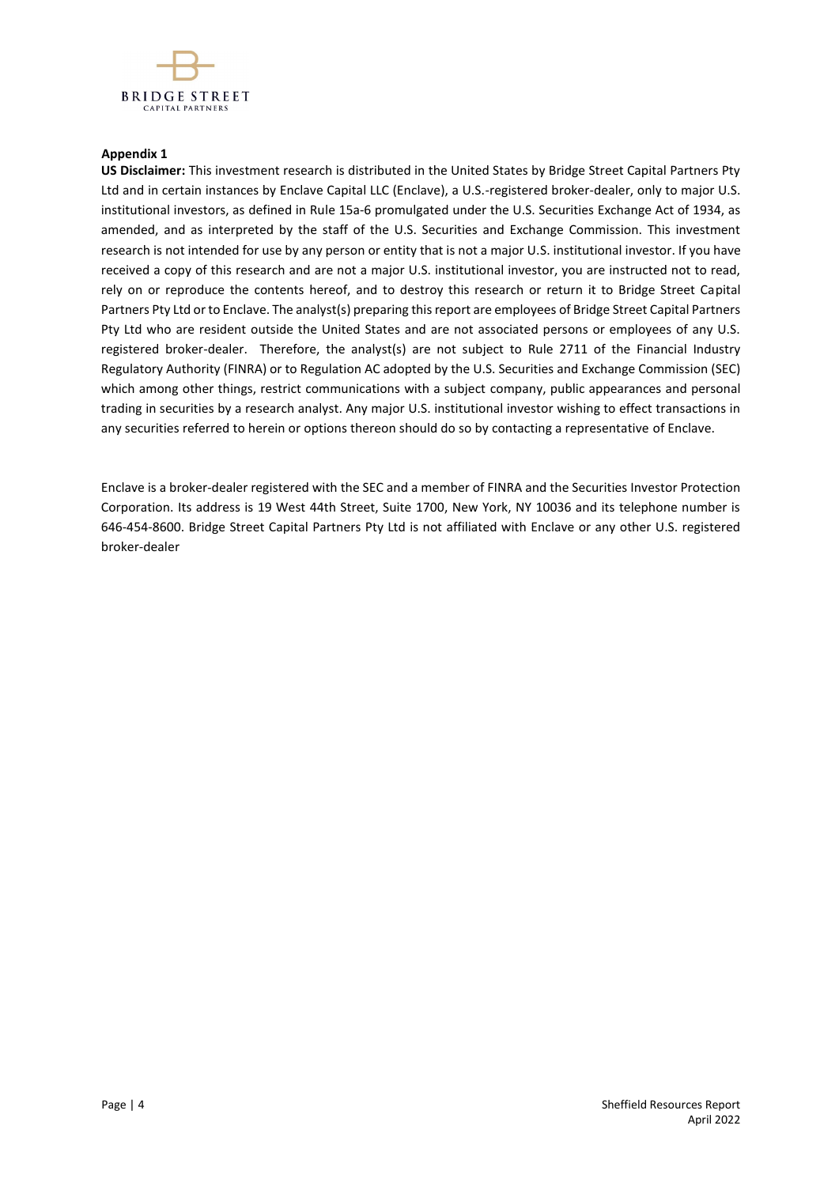**Appendix 1**

**US Disclaimer:** This investment research is distributed in the United States by Bridge Street Capital Partners Pty Ltd and in certain instances by Enclave Capital LLC (Enclave), a U.S.-registered broker-dealer, only to major U.S. institutional investors, as defined in Rule 15a-6 promulgated under the U.S. Securities Exchange Act of 1934, as amended, and as interpreted by the staff of the U.S. Securities and Exchange Commission. This investment research is not intended for use by any person or entity that is not a major U.S. institutional investor. If you have received a copy of this research and are not a major U.S. institutional investor, you are instructed not to read, rely on or reproduce the contents hereof, and to destroy this research or return it to Bridge Street Capital Partners Pty Ltd or to Enclave. The analyst(s) preparing this report are employees of Bridge Street Capital Partners Pty Ltd who are resident outside the United States and are not associated persons or employees of any U.S. registered broker-dealer. Therefore, the analyst(s) are not subject to Rule 2711 of the Financial Industry Regulatory Authority (FINRA) or to Regulation AC adopted by the U.S. Securities and Exchange Commission (SEC) which among other things, restrict communications with a subject company, public appearances and personal trading in securities by a research analyst. Any major U.S. institutional investor wishing to effect transactions in any securities referred to herein or options thereon should do so by contacting a representative of Enclave.

Enclave is a broker-dealer registered with the SEC and a member of FINRA and the Securities Investor Protection Corporation. Its address is 19 West 44th Street, Suite 1700, New York, NY 10036 and its telephone number is 646-454-8600. Bridge Street Capital Partners Pty Ltd is not affiliated with Enclave or any other U.S. registered broker-dealer